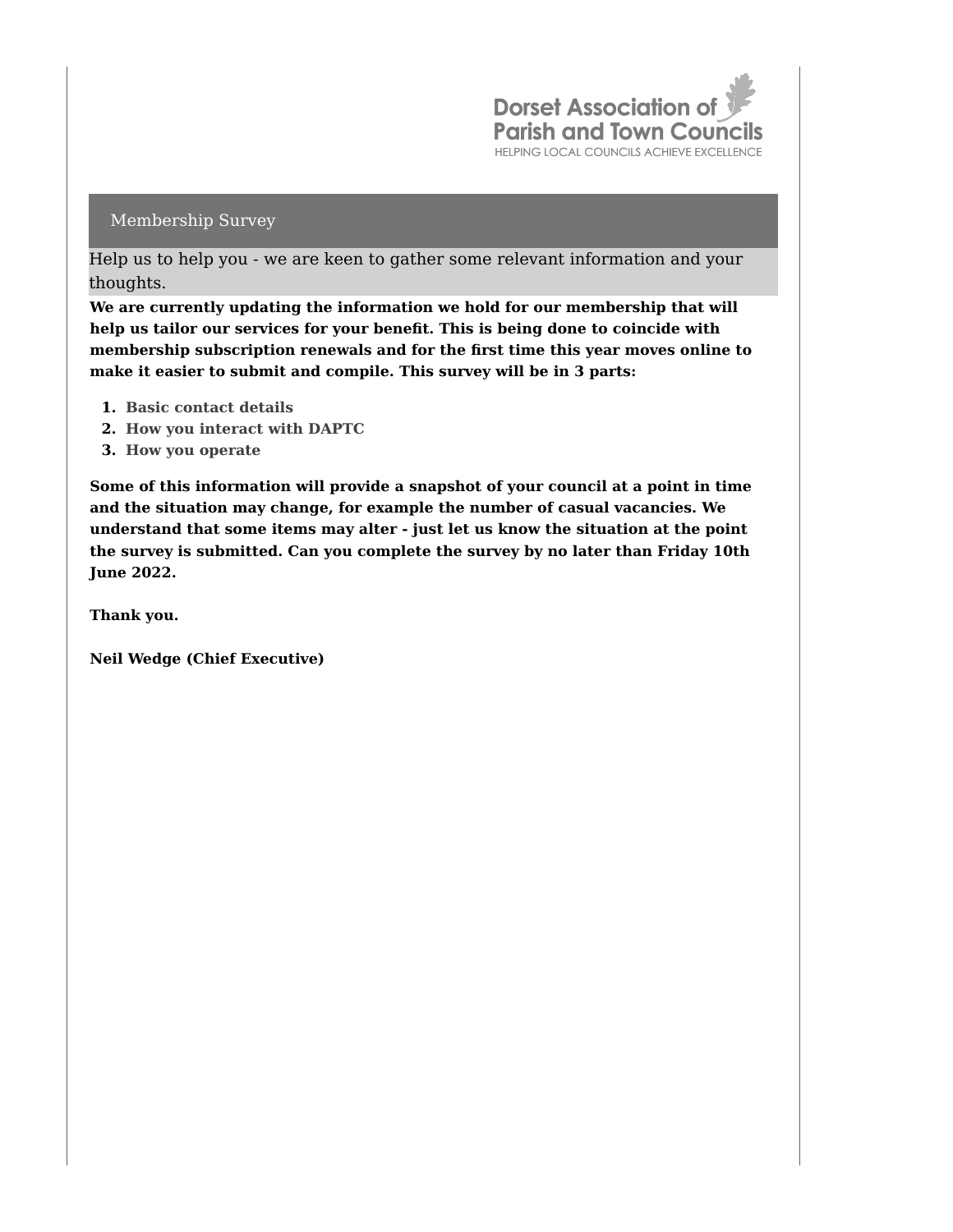Dorset Association of Parish and Town Councils

HELPING LOCAL COUNCILS ACHIEVE EXCELLENCE

## Membership Survey

Help us to help you - we are keen to gather some relevant information and your thoughts.

**We are currently updating the information we hold for our membership that will help us tailor our services for your benefit. This is being done to coincide with membership subscription renewals and for the first time this year moves online to make it easier to submit and compile. This survey will be in 3 parts:**

1. **Basic contact details**
2. **How you interact with DAPTC**
3. **How you operate**

**Some of this information will provide a snapshot of your council at a point in time and the situation may change, for example the number of casual vacancies. We understand that some items may alter - just let us know the situation at the point the survey is submitted. Can you complete the survey by no later than Friday 10th June 2022.**

**Thank you.**

**Neil Wedge (Chief Executive)**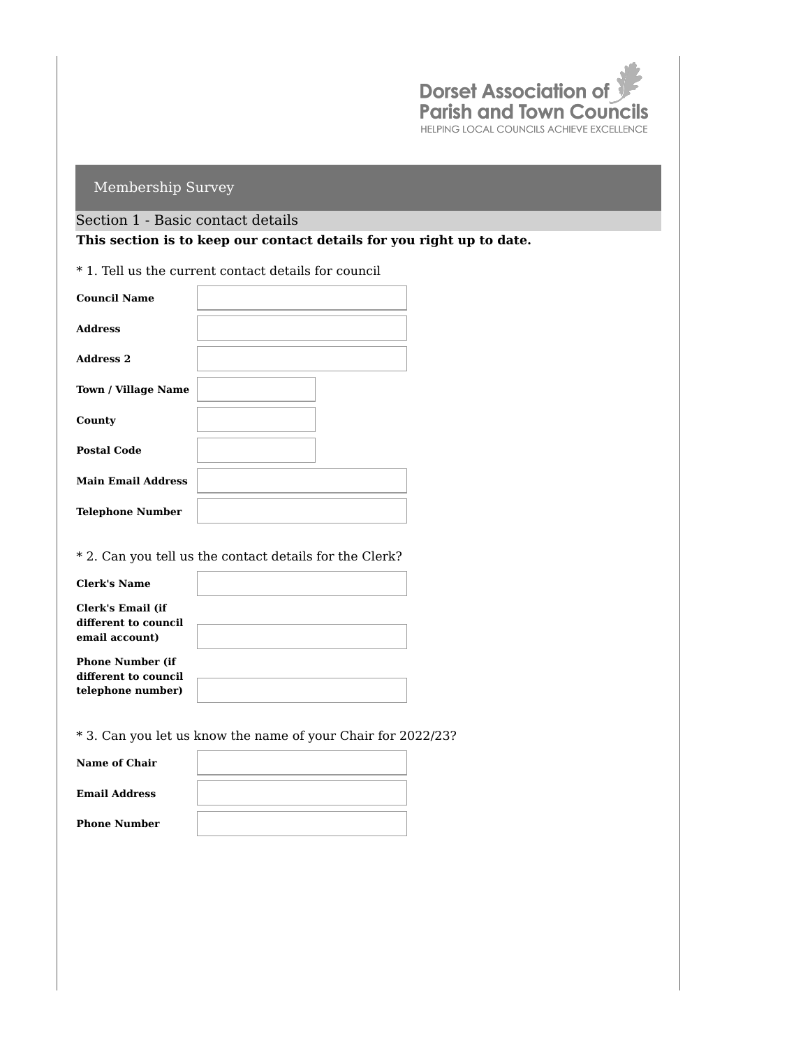Dorset Association of Parish and Town Councils
HELPING LOCAL COUNCILS ACHIEVE EXCELLENCE

# Membership Survey

## Section 1 - Basic contact details

**This section is to keep our contact details for you right up to date.**

* 1. Tell us the current contact details for council

| | |
|---|---|
| **Council Name** | |
| **Address** | |
| **Address 2** | |
| **Town / Village Name** | |
| **County** | |
| **Postal Code** | |
| **Main Email Address** | |
| **Telephone Number** | |

* 2. Can you tell us the contact details for the Clerk?

| | |
|---|---|
| **Clerk's Name** | |
| **Clerk's Email (if different to council email account)** | |
| **Phone Number (if different to council telephone number)** | |

* 3. Can you let us know the name of your Chair for 2022/23?

| | |
|---|---|
| **Name of Chair** | |
| **Email Address** | |
| **Phone Number** | |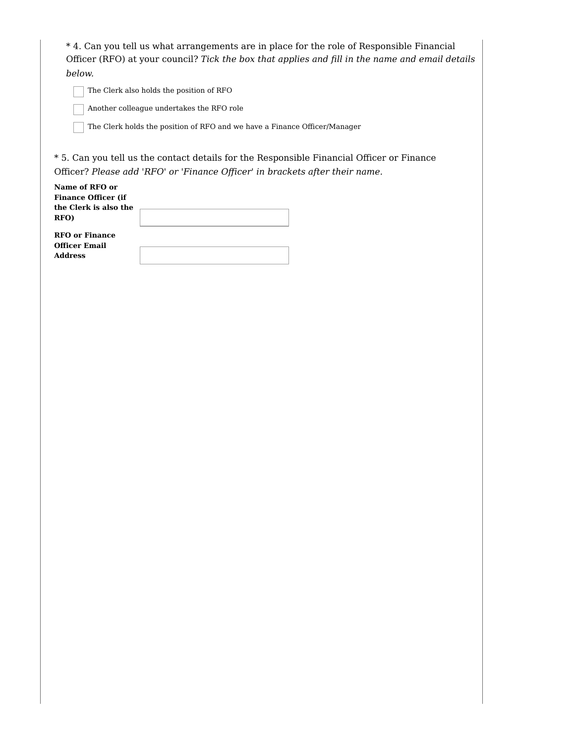* 4. Can you tell us what arrangements are in place for the role of Responsible Financial Officer (RFO) at your council? *Tick the box that applies and fill in the name and email details below.*

- [ ] The Clerk also holds the position of RFO
- [ ] Another colleague undertakes the RFO role
- [ ] The Clerk holds the position of RFO and we have a Finance Officer/Manager

* 5. Can you tell us the contact details for the Responsible Financial Officer or Finance Officer? *Please add 'RFO' or 'Finance Officer' in brackets after their name.*

**Name of RFO or Finance Officer (if the Clerk is also the RFO)** ______________________

**RFO or Finance Officer Email Address** ______________________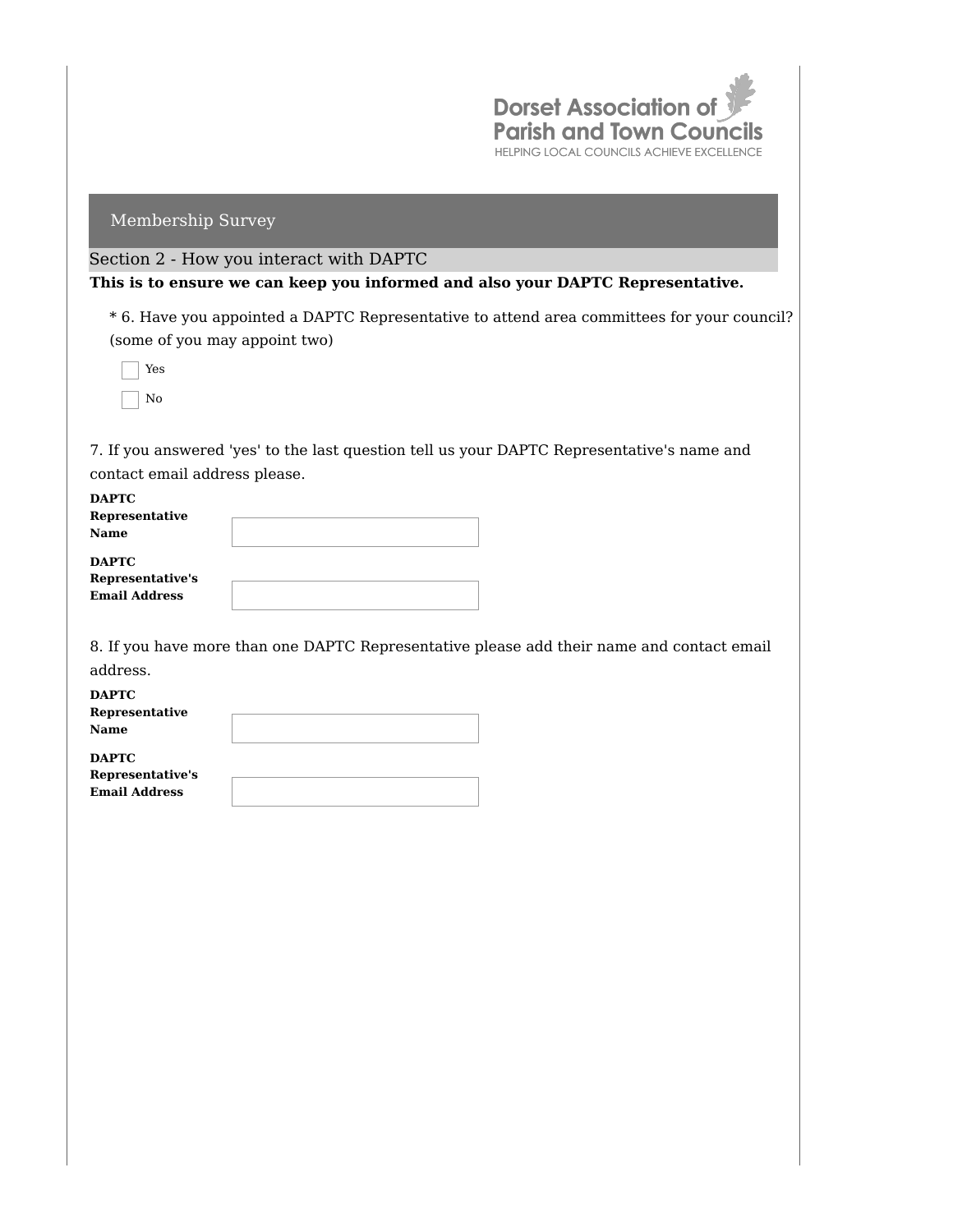Dorset Association of Parish and Town Councils
HELPING LOCAL COUNCILS ACHIEVE EXCELLENCE

# Membership Survey

## Section 2 - How you interact with DAPTC

**This is to ensure we can keep you informed and also your DAPTC Representative.**

\* 6. Have you appointed a DAPTC Representative to attend area committees for your council? (some of you may appoint two)

- [ ] Yes
- [ ] No

7. If you answered 'yes' to the last question tell us your DAPTC Representative's name and contact email address please.

**DAPTC Representative Name** ______________________

**DAPTC Representative's Email Address** ______________________

8. If you have more than one DAPTC Representative please add their name and contact email address.

**DAPTC Representative Name** ______________________

**DAPTC Representative's Email Address** ______________________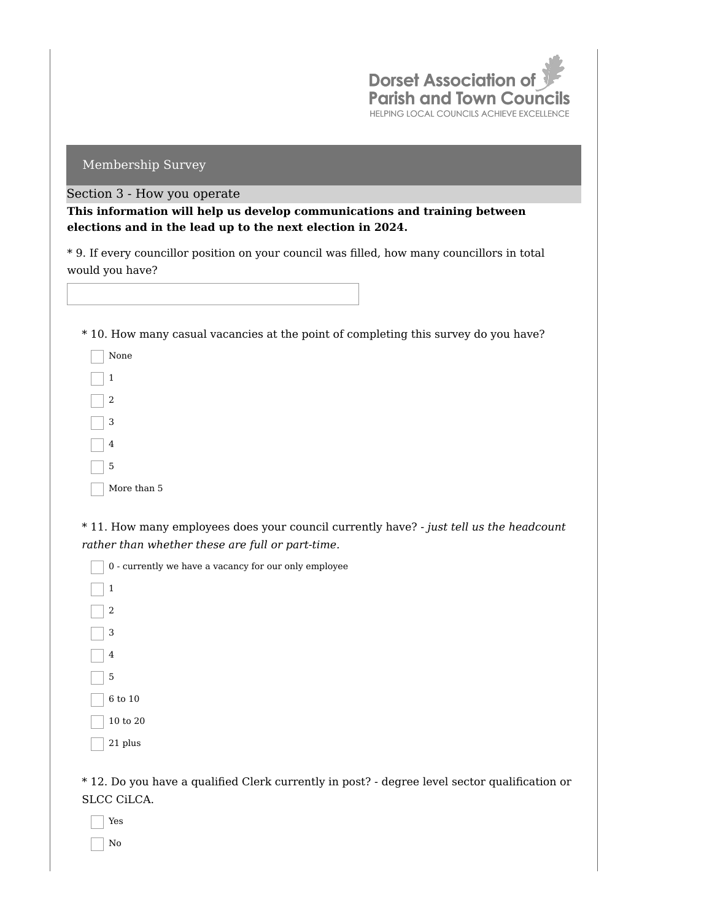Dorset Association of Parish and Town Councils
HELPING LOCAL COUNCILS ACHIEVE EXCELLENCE

## Membership Survey

### Section 3 - How you operate

**This information will help us develop communications and training between elections and in the lead up to the next election in 2024.**

* 9. If every councillor position on your council was filled, how many councillors in total would you have?

[ ]

* 10. How many casual vacancies at the point of completing this survey do you have?

- [ ] None
- [ ] 1
- [ ] 2
- [ ] 3
- [ ] 4
- [ ] 5
- [ ] More than 5

* 11. How many employees does your council currently have? - *just tell us the headcount rather than whether these are full or part-time.*

- [ ] 0 - currently we have a vacancy for our only employee
- [ ] 1
- [ ] 2
- [ ] 3
- [ ] 4
- [ ] 5
- [ ] 6 to 10
- [ ] 10 to 20
- [ ] 21 plus

* 12. Do you have a qualified Clerk currently in post? - degree level sector qualification or SLCC CiLCA.

- [ ] Yes
- [ ] No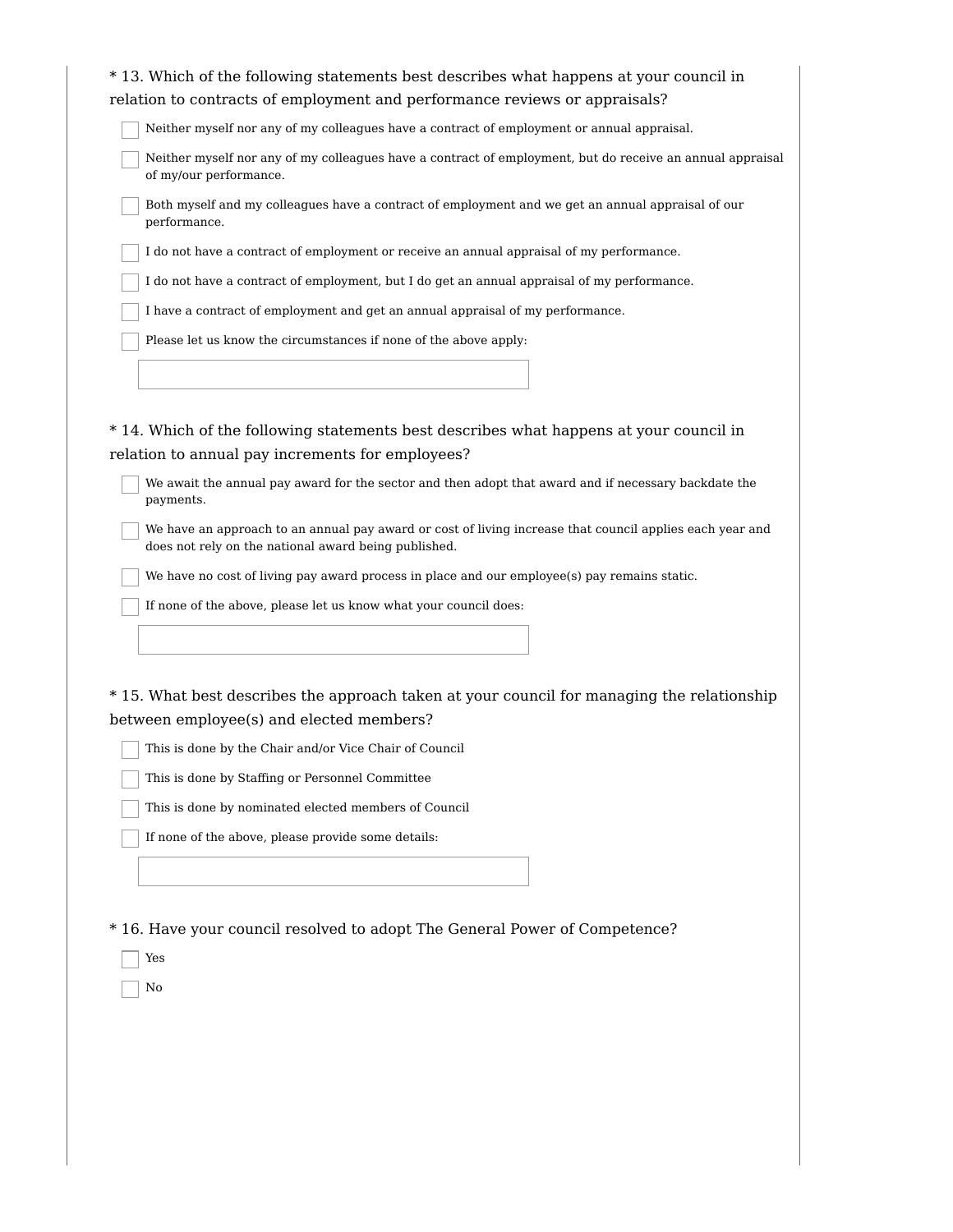\* 13. Which of the following statements best describes what happens at your council in relation to contracts of employment and performance reviews or appraisals?

- [ ] Neither myself nor any of my colleagues have a contract of employment or annual appraisal.
- [ ] Neither myself nor any of my colleagues have a contract of employment, but do receive an annual appraisal of my/our performance.
- [ ] Both myself and my colleagues have a contract of employment and we get an annual appraisal of our performance.
- [ ] I do not have a contract of employment or receive an annual appraisal of my performance.
- [ ] I do not have a contract of employment, but I do get an annual appraisal of my performance.
- [ ] I have a contract of employment and get an annual appraisal of my performance.
- [ ] Please let us know the circumstances if none of the above apply:

\* 14. Which of the following statements best describes what happens at your council in relation to annual pay increments for employees?

- [ ] We await the annual pay award for the sector and then adopt that award and if necessary backdate the payments.
- [ ] We have an approach to an annual pay award or cost of living increase that council applies each year and does not rely on the national award being published.
- [ ] We have no cost of living pay award process in place and our employee(s) pay remains static.
- [ ] If none of the above, please let us know what your council does:

\* 15. What best describes the approach taken at your council for managing the relationship between employee(s) and elected members?

- [ ] This is done by the Chair and/or Vice Chair of Council
- [ ] This is done by Staffing or Personnel Committee
- [ ] This is done by nominated elected members of Council
- [ ] If none of the above, please provide some details:

\* 16. Have your council resolved to adopt The General Power of Competence?

- [ ] Yes
- [ ] No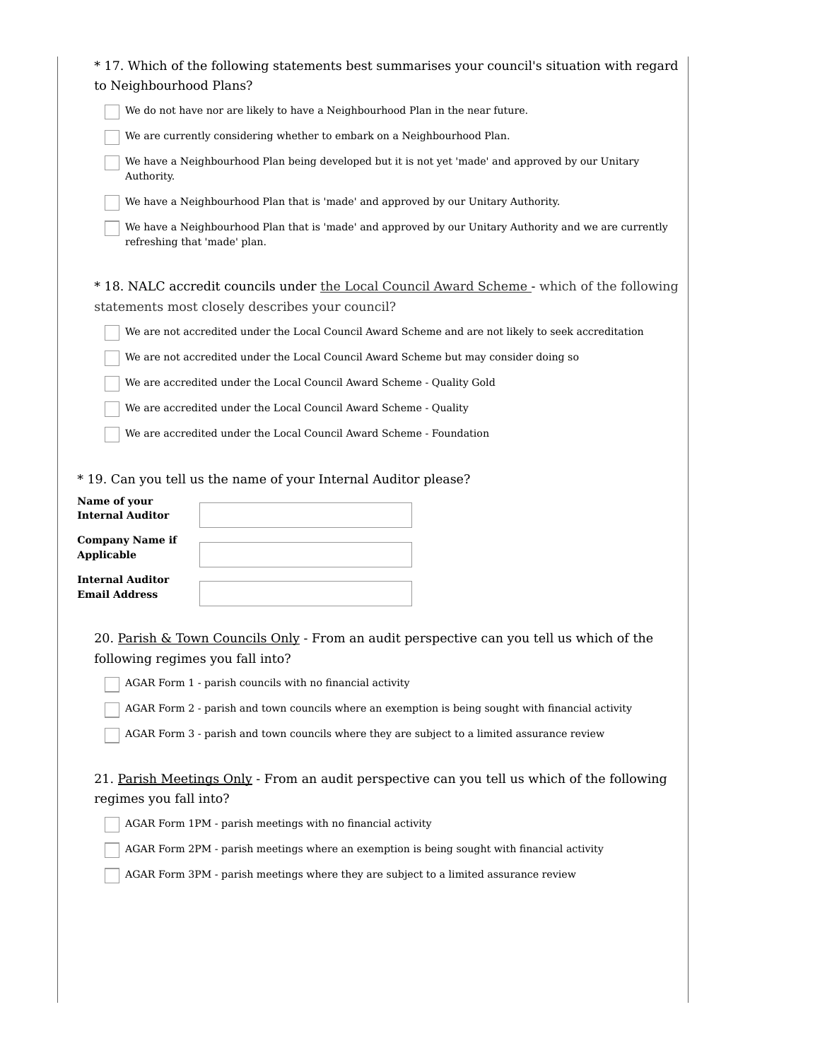\* 17. Which of the following statements best summarises your council's situation with regard to Neighbourhood Plans?

- [ ] We do not have nor are likely to have a Neighbourhood Plan in the near future.
- [ ] We are currently considering whether to embark on a Neighbourhood Plan.
- [ ] We have a Neighbourhood Plan being developed but it is not yet 'made' and approved by our Unitary Authority.
- [ ] We have a Neighbourhood Plan that is 'made' and approved by our Unitary Authority.
- [ ] We have a Neighbourhood Plan that is 'made' and approved by our Unitary Authority and we are currently refreshing that 'made' plan.

\* 18. NALC accredit councils under <u>the Local Council Award Scheme</u> - which of the following statements most closely describes your council?

- [ ] We are not accredited under the Local Council Award Scheme and are not likely to seek accreditation
- [ ] We are not accredited under the Local Council Award Scheme but may consider doing so
- [ ] We are accredited under the Local Council Award Scheme - Quality Gold
- [ ] We are accredited under the Local Council Award Scheme - Quality
- [ ] We are accredited under the Local Council Award Scheme - Foundation

\* 19. Can you tell us the name of your Internal Auditor please?

| | |
|---|---|
| **Name of your Internal Auditor** | |
| **Company Name if Applicable** | |
| **Internal Auditor Email Address** | |

20. <u>Parish & Town Councils Only</u> - From an audit perspective can you tell us which of the following regimes you fall into?

- [ ] AGAR Form 1 - parish councils with no financial activity
- [ ] AGAR Form 2 - parish and town councils where an exemption is being sought with financial activity
- [ ] AGAR Form 3 - parish and town councils where they are subject to a limited assurance review

21. <u>Parish Meetings Only</u> - From an audit perspective can you tell us which of the following regimes you fall into?

- [ ] AGAR Form 1PM - parish meetings with no financial activity
- [ ] AGAR Form 2PM - parish meetings where an exemption is being sought with financial activity
- [ ] AGAR Form 3PM - parish meetings where they are subject to a limited assurance review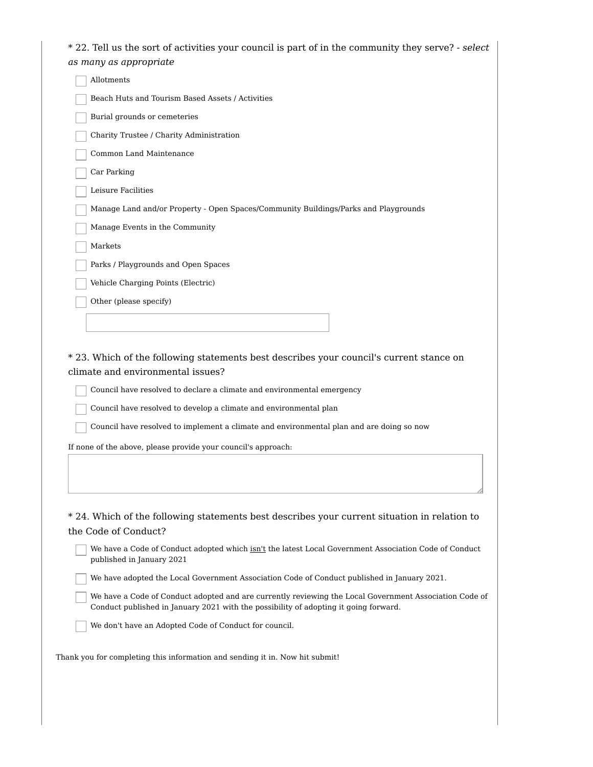\* 22. Tell us the sort of activities your council is part of in the community they serve? - *select as many as appropriate*

- [ ] Allotments
- [ ] Beach Huts and Tourism Based Assets / Activities
- [ ] Burial grounds or cemeteries
- [ ] Charity Trustee / Charity Administration
- [ ] Common Land Maintenance
- [ ] Car Parking
- [ ] Leisure Facilities
- [ ] Manage Land and/or Property - Open Spaces/Community Buildings/Parks and Playgrounds
- [ ] Manage Events in the Community
- [ ] Markets
- [ ] Parks / Playgrounds and Open Spaces
- [ ] Vehicle Charging Points (Electric)
- [ ] Other (please specify)

\* 23. Which of the following statements best describes your council's current stance on climate and environmental issues?

- [ ] Council have resolved to declare a climate and environmental emergency
- [ ] Council have resolved to develop a climate and environmental plan
- [ ] Council have resolved to implement a climate and environmental plan and are doing so now

If none of the above, please provide your council's approach:

\* 24. Which of the following statements best describes your current situation in relation to the Code of Conduct?

- [ ] We have a Code of Conduct adopted which <u>isn't</u> the latest Local Government Association Code of Conduct published in January 2021
- [ ] We have adopted the Local Government Association Code of Conduct published in January 2021.
- [ ] We have a Code of Conduct adopted and are currently reviewing the Local Government Association Code of Conduct published in January 2021 with the possibility of adopting it going forward.
- [ ] We don't have an Adopted Code of Conduct for council.

Thank you for completing this information and sending it in. Now hit submit!